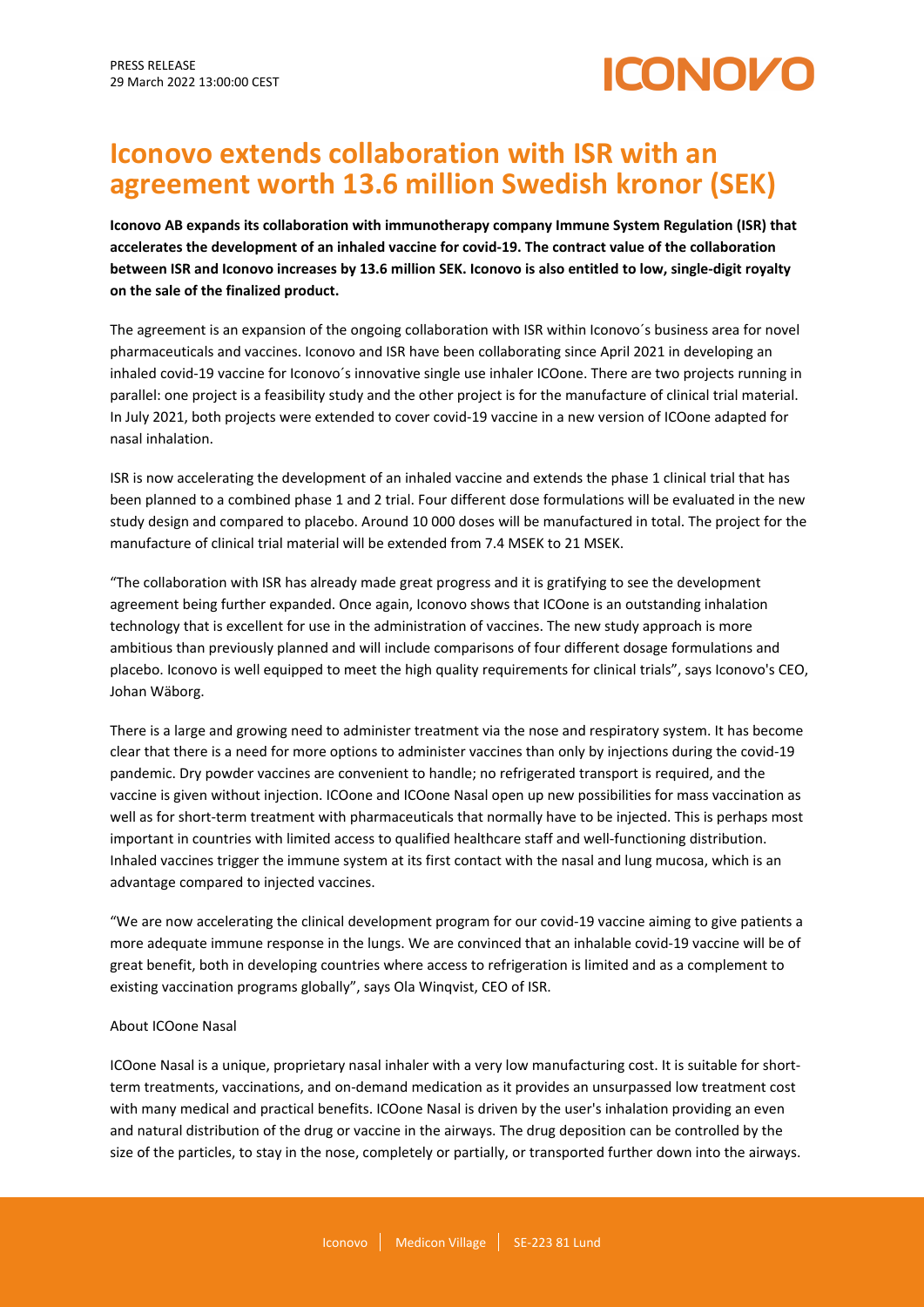PRESS RELEASE
29 March 2022 13:00:00 CEST

# Iconovo extends collaboration with ISR with an agreement worth 13.6 million Swedish kronor (SEK)

**Iconovo AB expands its collaboration with immunotherapy company Immune System Regulation (ISR) that accelerates the development of an inhaled vaccine for covid-19. The contract value of the collaboration between ISR and Iconovo increases by 13.6 million SEK. Iconovo is also entitled to low, single-digit royalty on the sale of the finalized product.**

The agreement is an expansion of the ongoing collaboration with ISR within Iconovo´s business area for novel pharmaceuticals and vaccines. Iconovo and ISR have been collaborating since April 2021 in developing an inhaled covid-19 vaccine for Iconovo´s innovative single use inhaler ICOone. There are two projects running in parallel: one project is a feasibility study and the other project is for the manufacture of clinical trial material. In July 2021, both projects were extended to cover covid-19 vaccine in a new version of ICOone adapted for nasal inhalation.

ISR is now accelerating the development of an inhaled vaccine and extends the phase 1 clinical trial that has been planned to a combined phase 1 and 2 trial. Four different dose formulations will be evaluated in the new study design and compared to placebo. Around 10 000 doses will be manufactured in total. The project for the manufacture of clinical trial material will be extended from 7.4 MSEK to 21 MSEK.

"The collaboration with ISR has already made great progress and it is gratifying to see the development agreement being further expanded. Once again, Iconovo shows that ICOone is an outstanding inhalation technology that is excellent for use in the administration of vaccines. The new study approach is more ambitious than previously planned and will include comparisons of four different dosage formulations and placebo. Iconovo is well equipped to meet the high quality requirements for clinical trials", says Iconovo's CEO, Johan Wäborg.

There is a large and growing need to administer treatment via the nose and respiratory system. It has become clear that there is a need for more options to administer vaccines than only by injections during the covid-19 pandemic. Dry powder vaccines are convenient to handle; no refrigerated transport is required, and the vaccine is given without injection. ICOone and ICOone Nasal open up new possibilities for mass vaccination as well as for short-term treatment with pharmaceuticals that normally have to be injected. This is perhaps most important in countries with limited access to qualified healthcare staff and well-functioning distribution. Inhaled vaccines trigger the immune system at its first contact with the nasal and lung mucosa, which is an advantage compared to injected vaccines.

"We are now accelerating the clinical development program for our covid-19 vaccine aiming to give patients a more adequate immune response in the lungs. We are convinced that an inhalable covid-19 vaccine will be of great benefit, both in developing countries where access to refrigeration is limited and as a complement to existing vaccination programs globally", says Ola Winqvist, CEO of ISR.

About ICOone Nasal

ICOone Nasal is a unique, proprietary nasal inhaler with a very low manufacturing cost. It is suitable for short-term treatments, vaccinations, and on-demand medication as it provides an unsurpassed low treatment cost with many medical and practical benefits. ICOone Nasal is driven by the user's inhalation providing an even and natural distribution of the drug or vaccine in the airways. The drug deposition can be controlled by the size of the particles, to stay in the nose, completely or partially, or transported further down into the airways.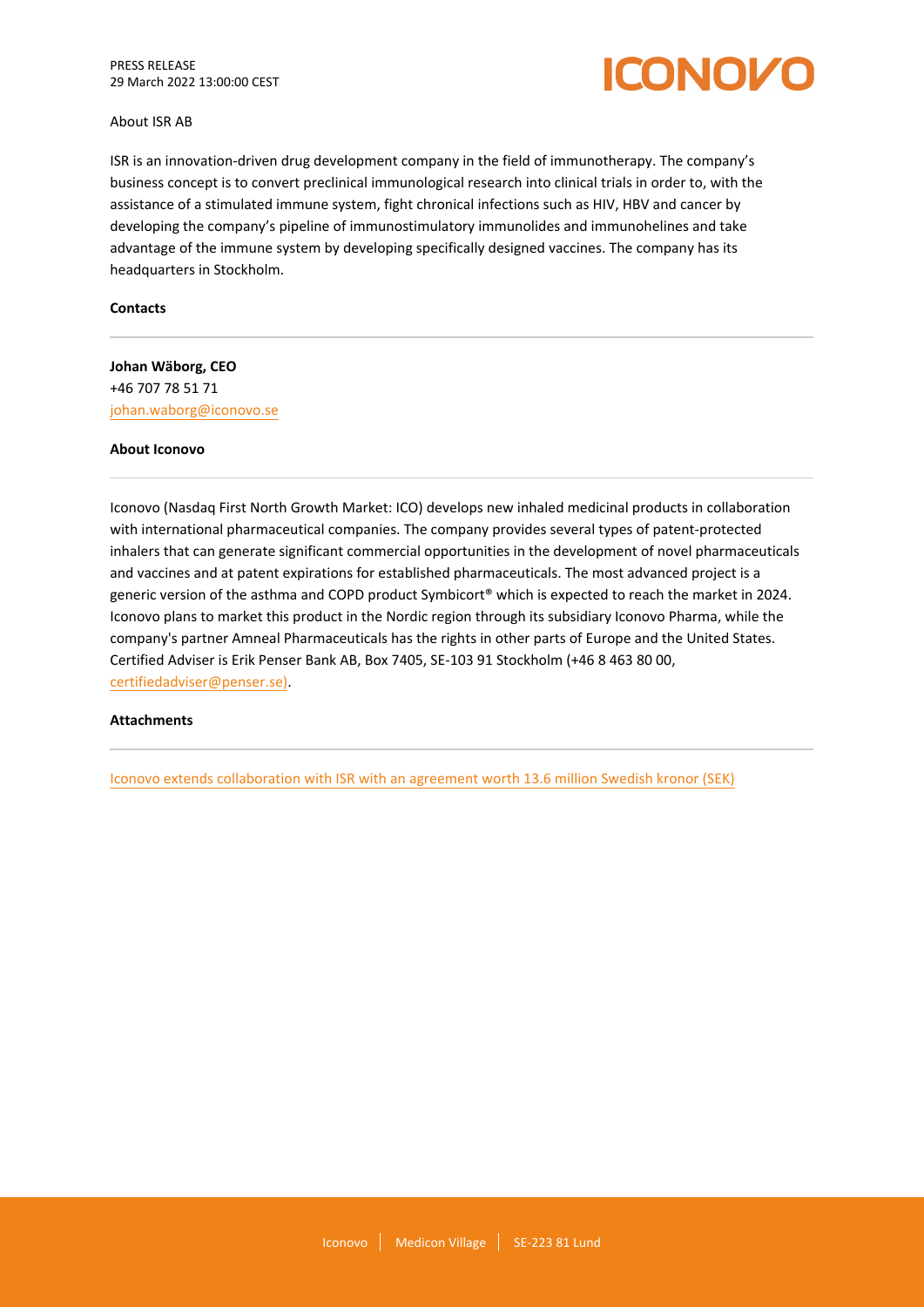About ISR AB

ISR is an innovation-driven drug development company in the field of immunotherapy. The company's business concept is to convert preclinical immunological research into clinical trials in order to, with the assistance of a stimulated immune system, fight chronical infections such as HIV, HBV and cancer by developing the company's pipeline of immunostimulatory immunolides and immunohelines and take advantage of the immune system by developing specifically designed vaccines. The company has its headquarters in Stockholm.

**Contacts**

**Johan Wäborg, CEO**
+46 707 78 51 71
johan.waborg@iconovo.se

**About Iconovo**

Iconovo (Nasdaq First North Growth Market: ICO) develops new inhaled medicinal products in collaboration with international pharmaceutical companies. The company provides several types of patent-protected inhalers that can generate significant commercial opportunities in the development of novel pharmaceuticals and vaccines and at patent expirations for established pharmaceuticals. The most advanced project is a generic version of the asthma and COPD product Symbicort® which is expected to reach the market in 2024. Iconovo plans to market this product in the Nordic region through its subsidiary Iconovo Pharma, while the company's partner Amneal Pharmaceuticals has the rights in other parts of Europe and the United States. Certified Adviser is Erik Penser Bank AB, Box 7405, SE-103 91 Stockholm (+46 8 463 80 00, certifiedadviser@penser.se).

**Attachments**

Iconovo extends collaboration with ISR with an agreement worth 13.6 million Swedish kronor (SEK)